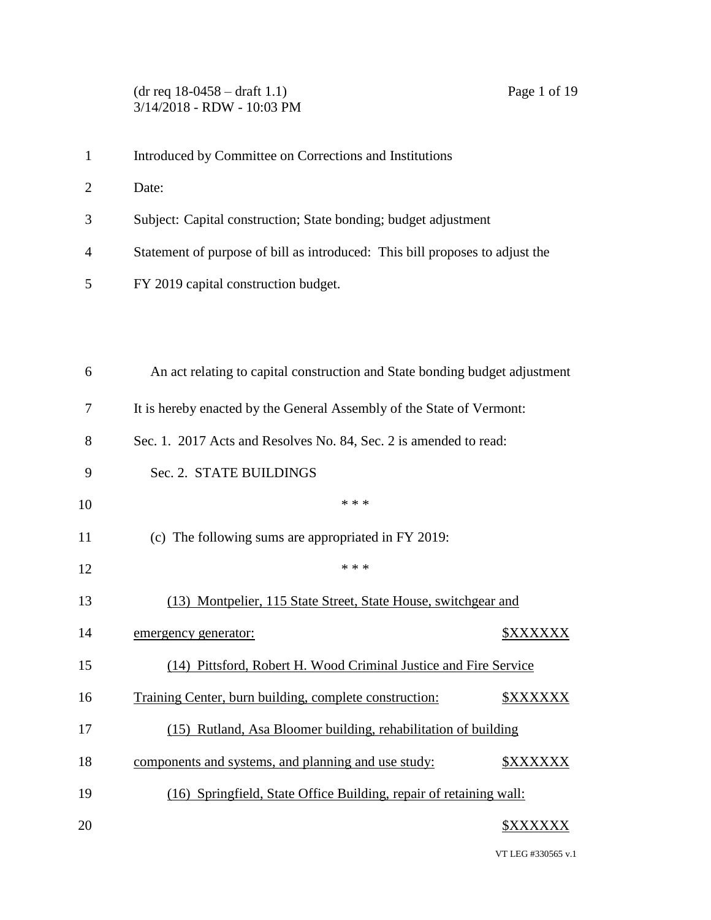(dr req 18-0458 – draft 1.1)
3/14/2018 - RDW - 10:03 PM

Introduced by Committee on Corrections and Institutions

Date:

Subject: Capital construction; State bonding; budget adjustment

Statement of purpose of bill as introduced: This bill proposes to adjust the FY 2019 capital construction budget.

An act relating to capital construction and State bonding budget adjustment

It is hereby enacted by the General Assembly of the State of Vermont:

Sec. 1. 2017 Acts and Resolves No. 84, Sec. 2 is amended to read:

Sec. 2. STATE BUILDINGS

\* \* \*

(c) The following sums are appropriated in FY 2019:

\* \* \*

<u>(13) Montpelier, 115 State Street, State House, switchgear and emergency generator: $XXXXXX</u>

<u>(14) Pittsford, Robert H. Wood Criminal Justice and Fire Service Training Center, burn building, complete construction: $XXXXXX</u>

<u>(15) Rutland, Asa Bloomer building, rehabilitation of building components and systems, and planning and use study: $XXXXXX</u>

<u>(16) Springfield, State Office Building, repair of retaining wall: $XXXXXX</u>

VT LEG #330565 v.1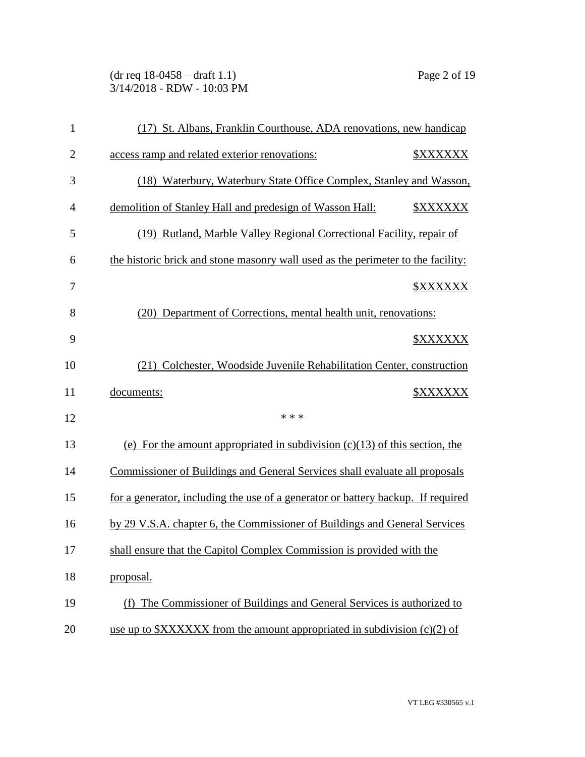(17) St. Albans, Franklin Courthouse, ADA renovations, new handicap access ramp and related exterior renovations: $XXXXXX

(18) Waterbury, Waterbury State Office Complex, Stanley and Wasson, demolition of Stanley Hall and predesign of Wasson Hall: $XXXXXX

(19) Rutland, Marble Valley Regional Correctional Facility, repair of the historic brick and stone masonry wall used as the perimeter to the facility: $XXXXXX

(20) Department of Corrections, mental health unit, renovations: $XXXXXX

(21) Colchester, Woodside Juvenile Rehabilitation Center, construction documents: $XXXXXX

\* \* \*

(e) For the amount appropriated in subdivision (c)(13) of this section, the Commissioner of Buildings and General Services shall evaluate all proposals for a generator, including the use of a generator or battery backup. If required by 29 V.S.A. chapter 6, the Commissioner of Buildings and General Services shall ensure that the Capitol Complex Commission is provided with the proposal.

(f) The Commissioner of Buildings and General Services is authorized to use up to $XXXXXX from the amount appropriated in subdivision (c)(2) of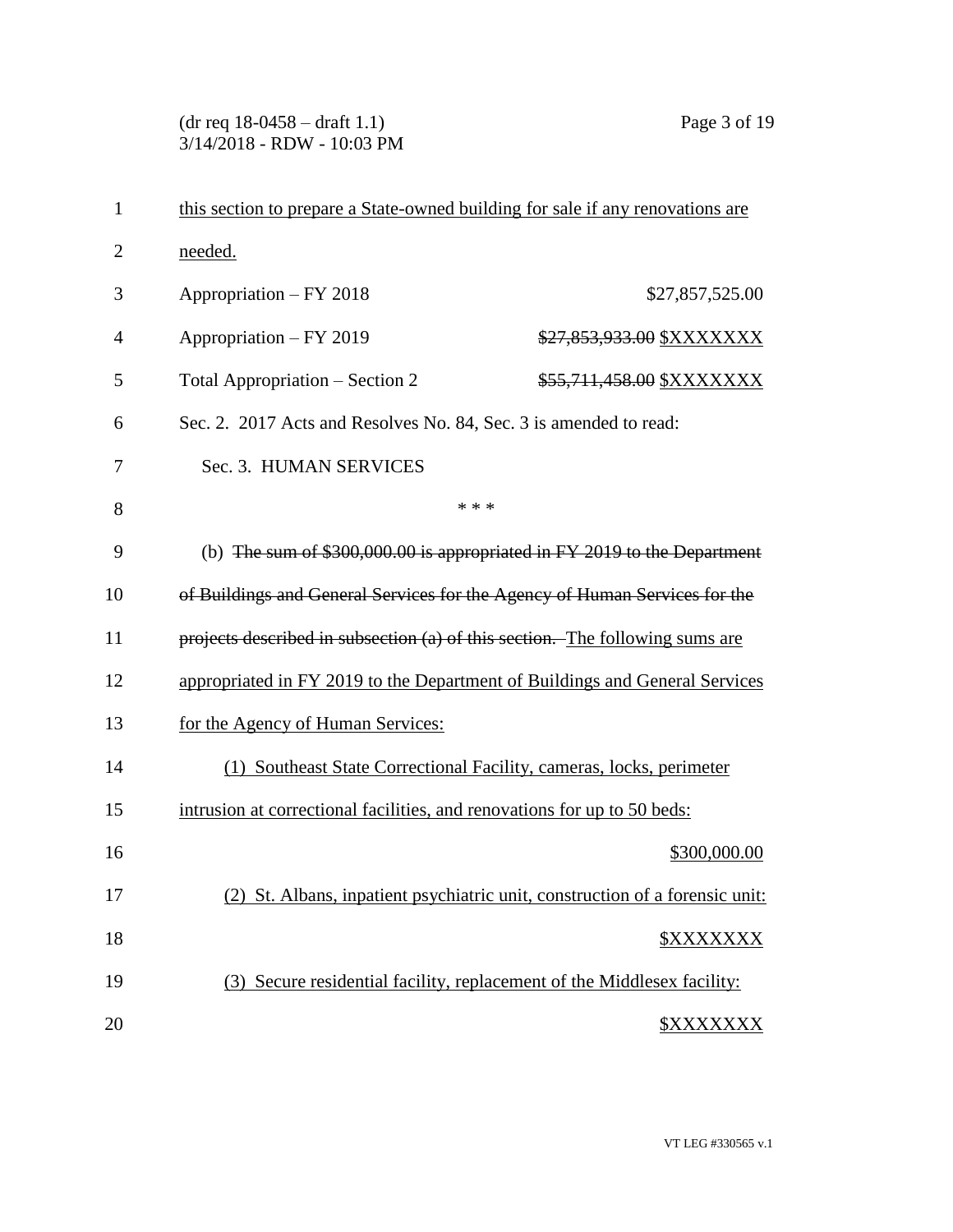this section to prepare a State-owned building for sale if any renovations are needed.

| | |
|---|---|
| Appropriation – FY 2018 | $27,857,525.00 |
| Appropriation – FY 2019 | ~~$27,853,933.00~~ $XXXXXXX |
| Total Appropriation – Section 2 | ~~$55,711,458.00~~ $XXXXXXX |

Sec. 2. 2017 Acts and Resolves No. 84, Sec. 3 is amended to read:

Sec. 3. HUMAN SERVICES

\* \* \*

(b) ~~The sum of $300,000.00 is appropriated in FY 2019 to the Department of Buildings and General Services for the Agency of Human Services for the projects described in subsection (a) of this section.~~ The following sums are appropriated in FY 2019 to the Department of Buildings and General Services for the Agency of Human Services:

(1) Southeast State Correctional Facility, cameras, locks, perimeter intrusion at correctional facilities, and renovations for up to 50 beds:

$300,000.00

(2) St. Albans, inpatient psychiatric unit, construction of a forensic unit:

$XXXXXXX

(3) Secure residential facility, replacement of the Middlesex facility:

$XXXXXXX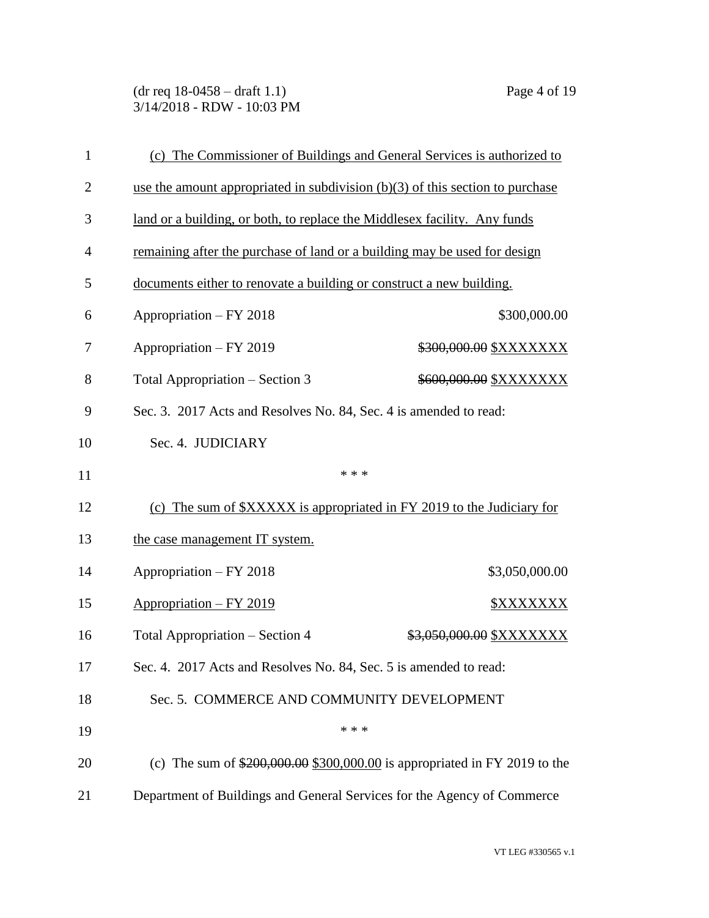(c) The Commissioner of Buildings and General Services is authorized to use the amount appropriated in subdivision (b)(3) of this section to purchase land or a building, or both, to replace the Middlesex facility. Any funds remaining after the purchase of land or a building may be used for design documents either to renovate a building or construct a new building.

| | |
|---|---|
| Appropriation – FY 2018 | $300,000.00 |
| Appropriation – FY 2019 | ~~$300,000.00~~ $XXXXXXX |
| Total Appropriation – Section 3 | ~~$600,000.00~~ $XXXXXXX |

Sec. 3. 2017 Acts and Resolves No. 84, Sec. 4 is amended to read:

Sec. 4. JUDICIARY

\* \* \*

(c) The sum of $XXXXX is appropriated in FY 2019 to the Judiciary for the case management IT system.

| | |
|---|---|
| Appropriation – FY 2018 | $3,050,000.00 |
| Appropriation – FY 2019 | $XXXXXXX |
| Total Appropriation – Section 4 | ~~$3,050,000.00~~ $XXXXXXX |

Sec. 4. 2017 Acts and Resolves No. 84, Sec. 5 is amended to read:

Sec. 5. COMMERCE AND COMMUNITY DEVELOPMENT

\* \* \*

(c) The sum of ~~$200,000.00~~ $300,000.00 is appropriated in FY 2019 to the Department of Buildings and General Services for the Agency of Commerce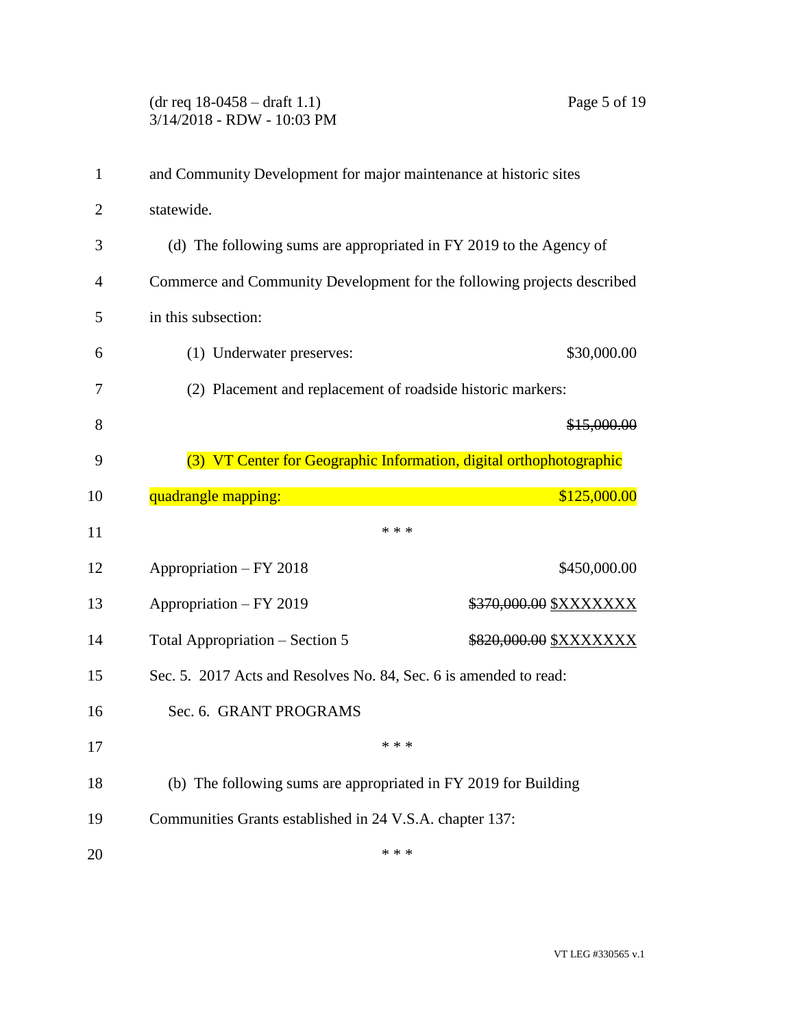and Community Development for major maintenance at historic sites statewide.

(d) The following sums are appropriated in FY 2019 to the Agency of Commerce and Community Development for the following projects described in this subsection:

(1) Underwater preserves: $30,000.00

(2) Placement and replacement of roadside historic markers: ~~$15,000.00~~

(3) VT Center for Geographic Information, digital orthophotographic quadrangle mapping: $125,000.00

\* \* \*

| | |
|---|---|
| Appropriation – FY 2018 | $450,000.00 |
| Appropriation – FY 2019 | ~~$370,000.00~~ $XXXXXXX |
| Total Appropriation – Section 5 | ~~$820,000.00~~ $XXXXXXX |

Sec. 5. 2017 Acts and Resolves No. 84, Sec. 6 is amended to read:

Sec. 6. GRANT PROGRAMS

\* \* \*

(b) The following sums are appropriated in FY 2019 for Building Communities Grants established in 24 V.S.A. chapter 137:

\* \* \*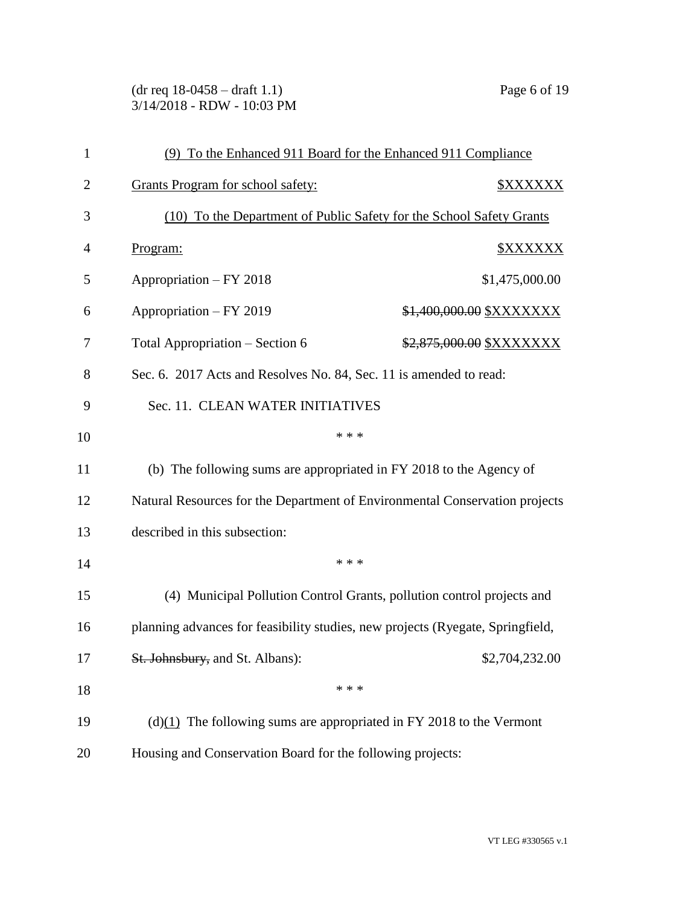(9) To the Enhanced 911 Board for the Enhanced 911 Compliance Grants Program for school safety: $XXXXXX

(10) To the Department of Public Safety for the School Safety Grants Program: $XXXXXX

Appropriation – FY 2018 $1,475,000.00

Appropriation – FY 2019 ~~$1,400,000.00~~ $XXXXXXX

Total Appropriation – Section 6 ~~$2,875,000.00~~ $XXXXXXX

Sec. 6. 2017 Acts and Resolves No. 84, Sec. 11 is amended to read:

Sec. 11. CLEAN WATER INITIATIVES

\* \* \*

(b) The following sums are appropriated in FY 2018 to the Agency of Natural Resources for the Department of Environmental Conservation projects described in this subsection:

\* \* \*

(4) Municipal Pollution Control Grants, pollution control projects and planning advances for feasibility studies, new projects (Ryegate, Springfield, ~~St. Johnsbury,~~ and St. Albans): $2,704,232.00

\* \* \*

(d)(1) The following sums are appropriated in FY 2018 to the Vermont Housing and Conservation Board for the following projects: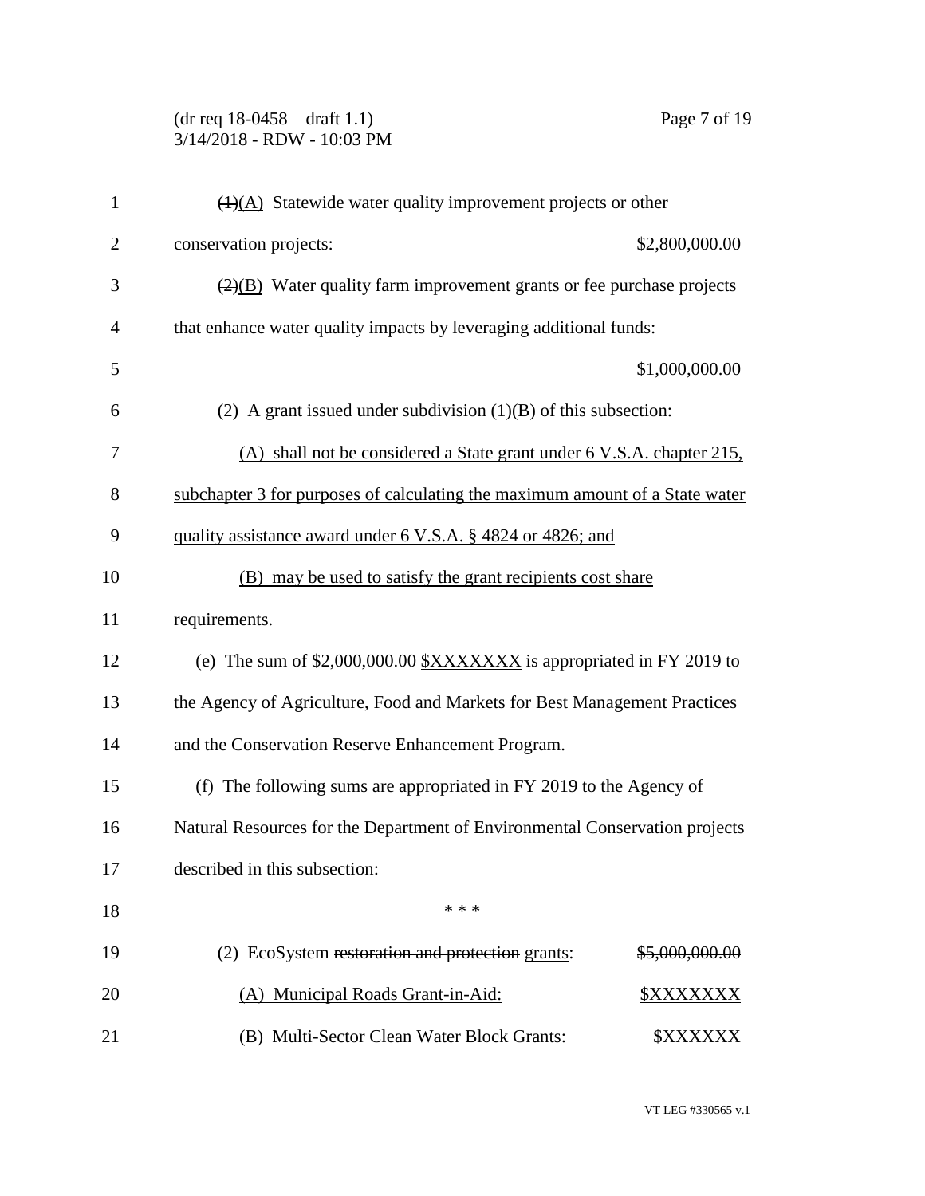~~(1)~~<u>(A)</u> Statewide water quality improvement projects or other conservation projects: $2,800,000.00

~~(2)~~<u>(B)</u> Water quality farm improvement grants or fee purchase projects that enhance water quality impacts by leveraging additional funds: $1,000,000.00

<u>(2) A grant issued under subdivision (1)(B) of this subsection:</u>

<u>(A) shall not be considered a State grant under 6 V.S.A. chapter 215, subchapter 3 for purposes of calculating the maximum amount of a State water quality assistance award under 6 V.S.A. § 4824 or 4826; and</u>

<u>(B) may be used to satisfy the grant recipients cost share requirements.</u>

(e) The sum of ~~$2,000,000.00~~ <u>$XXXXXXX</u> is appropriated in FY 2019 to the Agency of Agriculture, Food and Markets for Best Management Practices and the Conservation Reserve Enhancement Program.

(f) The following sums are appropriated in FY 2019 to the Agency of Natural Resources for the Department of Environmental Conservation projects described in this subsection:

\* \* \*

(2) EcoSystem ~~restoration and protection~~ <u>grants</u>: ~~$5,000,000.00~~

<u>(A) Municipal Roads Grant-in-Aid: $XXXXXXX</u>

<u>(B) Multi-Sector Clean Water Block Grants: $XXXXXX</u>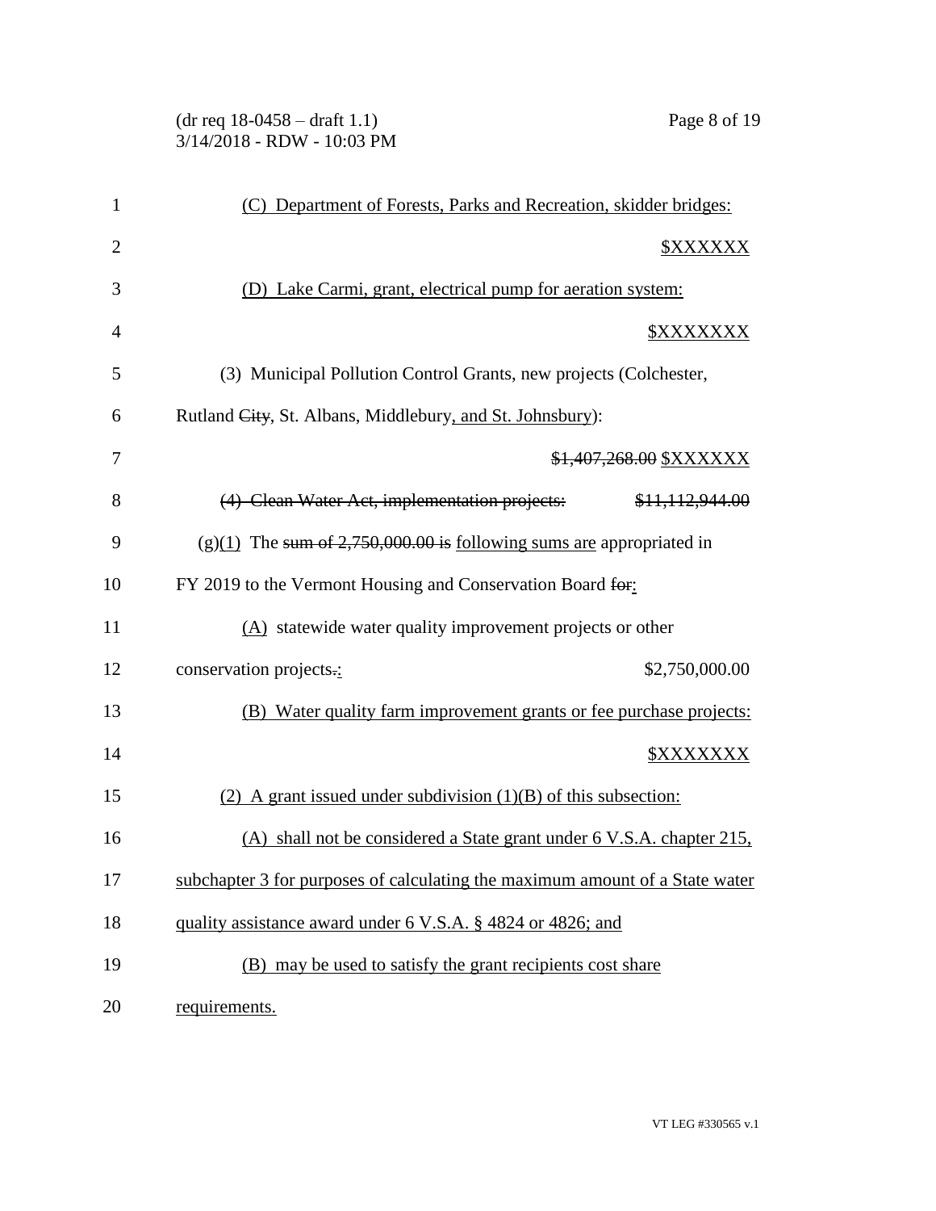(C) Department of Forests, Parks and Recreation, skidder bridges:

$XXXXXX

(D) Lake Carmi, grant, electrical pump for aeration system:

$XXXXXXX

(3) Municipal Pollution Control Grants, new projects (Colchester, Rutland ~~City~~, St. Albans, Middlebury, and St. Johnsbury):

~~$1,407,268.00~~ $XXXXXX

~~(4) Clean Water Act, implementation projects: $11,112,944.00~~

(g)(1) The ~~sum of 2,750,000.00 is~~ following sums are appropriated in FY 2019 to the Vermont Housing and Conservation Board ~~for~~:

(A) statewide water quality improvement projects or other conservation projects~~.~~: $2,750,000.00

(B) Water quality farm improvement grants or fee purchase projects:

$XXXXXXX

(2) A grant issued under subdivision (1)(B) of this subsection:

(A) shall not be considered a State grant under 6 V.S.A. chapter 215, subchapter 3 for purposes of calculating the maximum amount of a State water quality assistance award under 6 V.S.A. § 4824 or 4826; and

(B) may be used to satisfy the grant recipients cost share requirements.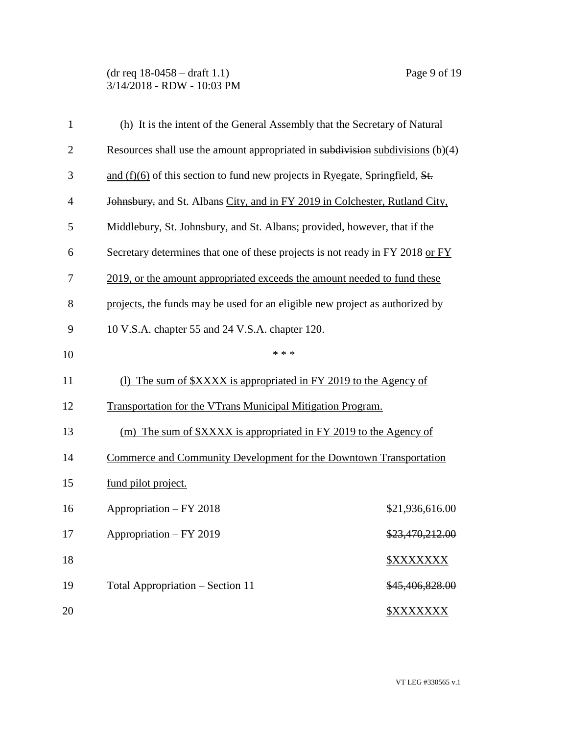(h) It is the intent of the General Assembly that the Secretary of Natural Resources shall use the amount appropriated in ~~subdivision~~ <u>subdivisions</u> (b)(4) <u>and (f)(6)</u> of this section to fund new projects in Ryegate, Springfield, ~~St. Johnsbury,~~ and St. Albans <u>City, and in FY 2019 in Colchester, Rutland City, Middlebury, St. Johnsbury, and St. Albans</u>; provided, however, that if the Secretary determines that one of these projects is not ready in FY 2018 <u>or FY 2019, or the amount appropriated exceeds the amount needed to fund these projects</u>, the funds may be used for an eligible new project as authorized by 10 V.S.A. chapter 55 and 24 V.S.A. chapter 120.

\* \* \*

<u>(l) The sum of $XXXX is appropriated in FY 2019 to the Agency of Transportation for the VTrans Municipal Mitigation Program.</u>

<u>(m) The sum of $XXXX is appropriated in FY 2019 to the Agency of Commerce and Community Development for the Downtown Transportation fund pilot project.</u>

| | |
|---|---|
| Appropriation – FY 2018 | $21,936,616.00 |
| Appropriation – FY 2019 | ~~$23,470,212.00~~ |
| | <u>$XXXXXXX</u> |
| Total Appropriation – Section 11 | ~~$45,406,828.00~~ |
| | <u>$XXXXXXX</u> |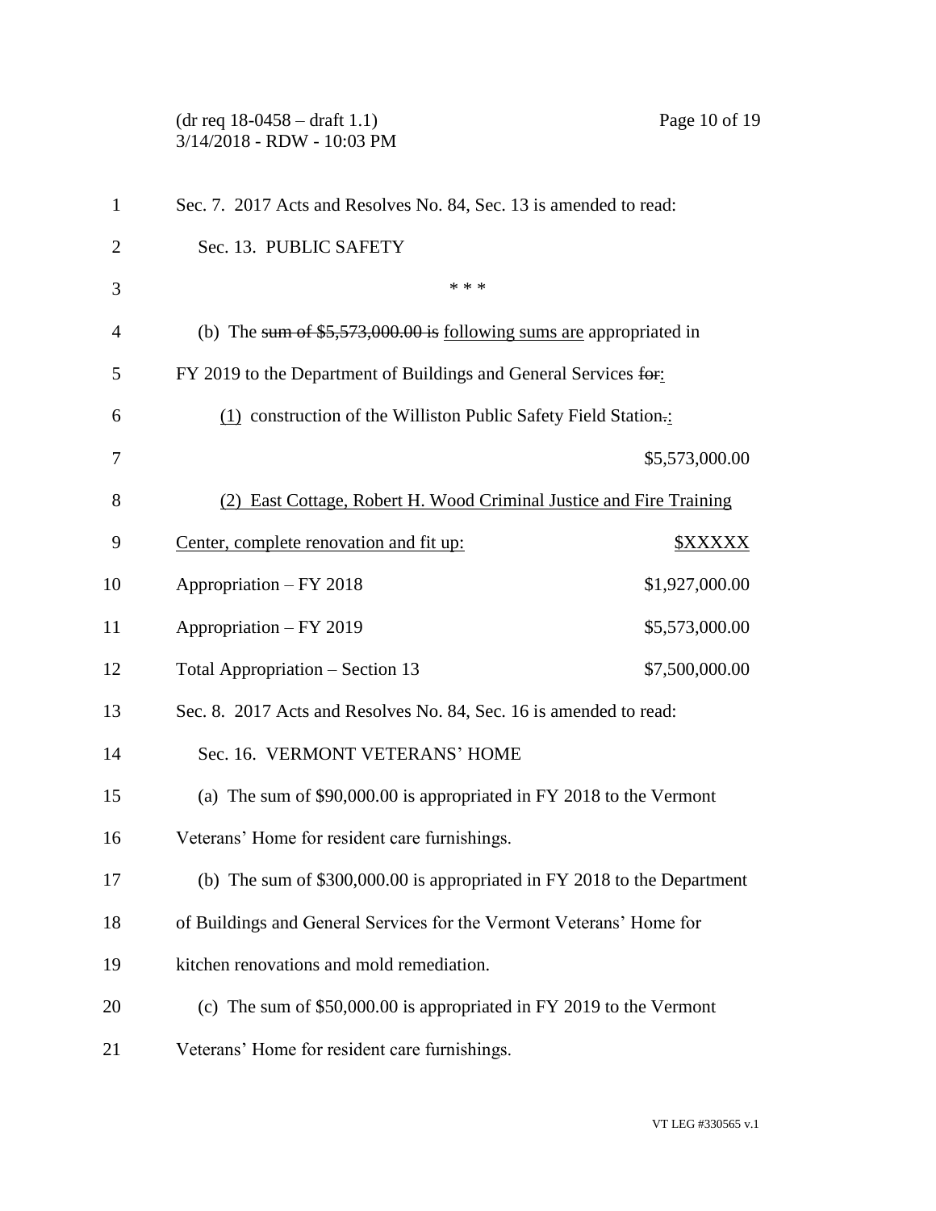Sec. 7. 2017 Acts and Resolves No. 84, Sec. 13 is amended to read:

Sec. 13. PUBLIC SAFETY

\* \* \*

(b) The ~~sum of $5,573,000.00 is~~ following sums are appropriated in FY 2019 to the Department of Buildings and General Services ~~for~~:

(1) construction of the Williston Public Safety Field Station~~.~~: $5,573,000.00

(2) East Cottage, Robert H. Wood Criminal Justice and Fire Training Center, complete renovation and fit up: $XXXXX

| | |
|---|---|
| Appropriation – FY 2018 | $1,927,000.00 |
| Appropriation – FY 2019 | $5,573,000.00 |
| Total Appropriation – Section 13 | $7,500,000.00 |

Sec. 8. 2017 Acts and Resolves No. 84, Sec. 16 is amended to read:

Sec. 16. VERMONT VETERANS' HOME

(a) The sum of $90,000.00 is appropriated in FY 2018 to the Vermont Veterans' Home for resident care furnishings.

(b) The sum of $300,000.00 is appropriated in FY 2018 to the Department of Buildings and General Services for the Vermont Veterans' Home for kitchen renovations and mold remediation.

(c) The sum of $50,000.00 is appropriated in FY 2019 to the Vermont Veterans' Home for resident care furnishings.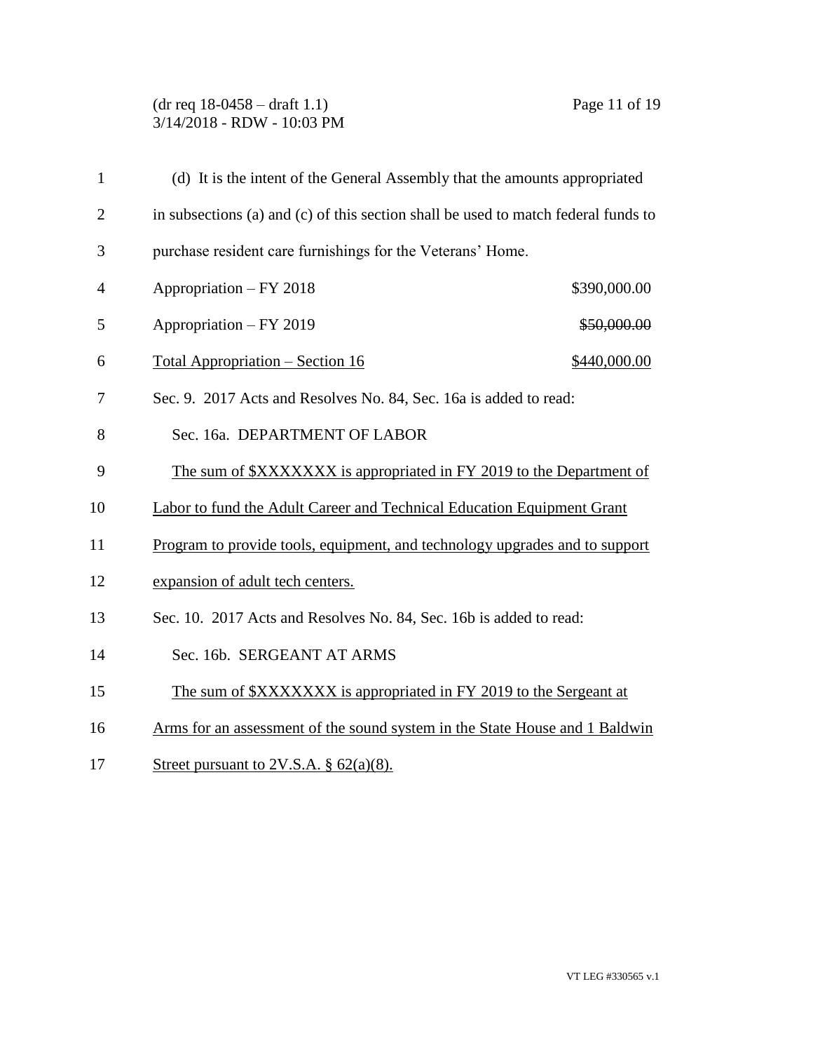(d) It is the intent of the General Assembly that the amounts appropriated in subsections (a) and (c) of this section shall be used to match federal funds to purchase resident care furnishings for the Veterans' Home.

| | |
|---|---|
| Appropriation – FY 2018 | \$390,000.00 |
| Appropriation – FY 2019 | ~~\$50,000.00~~ |
| <u>Total Appropriation – Section 16</u> | <u>\$440,000.00</u> |

Sec. 9. 2017 Acts and Resolves No. 84, Sec. 16a is added to read:

<u>Sec. 16a. DEPARTMENT OF LABOR</u>

<u>The sum of \$XXXXXXX is appropriated in FY 2019 to the Department of Labor to fund the Adult Career and Technical Education Equipment Grant Program to provide tools, equipment, and technology upgrades and to support expansion of adult tech centers.</u>

Sec. 10. 2017 Acts and Resolves No. 84, Sec. 16b is added to read:

<u>Sec. 16b. SERGEANT AT ARMS</u>

<u>The sum of \$XXXXXXX is appropriated in FY 2019 to the Sergeant at Arms for an assessment of the sound system in the State House and 1 Baldwin Street pursuant to 2V.S.A. § 62(a)(8).</u>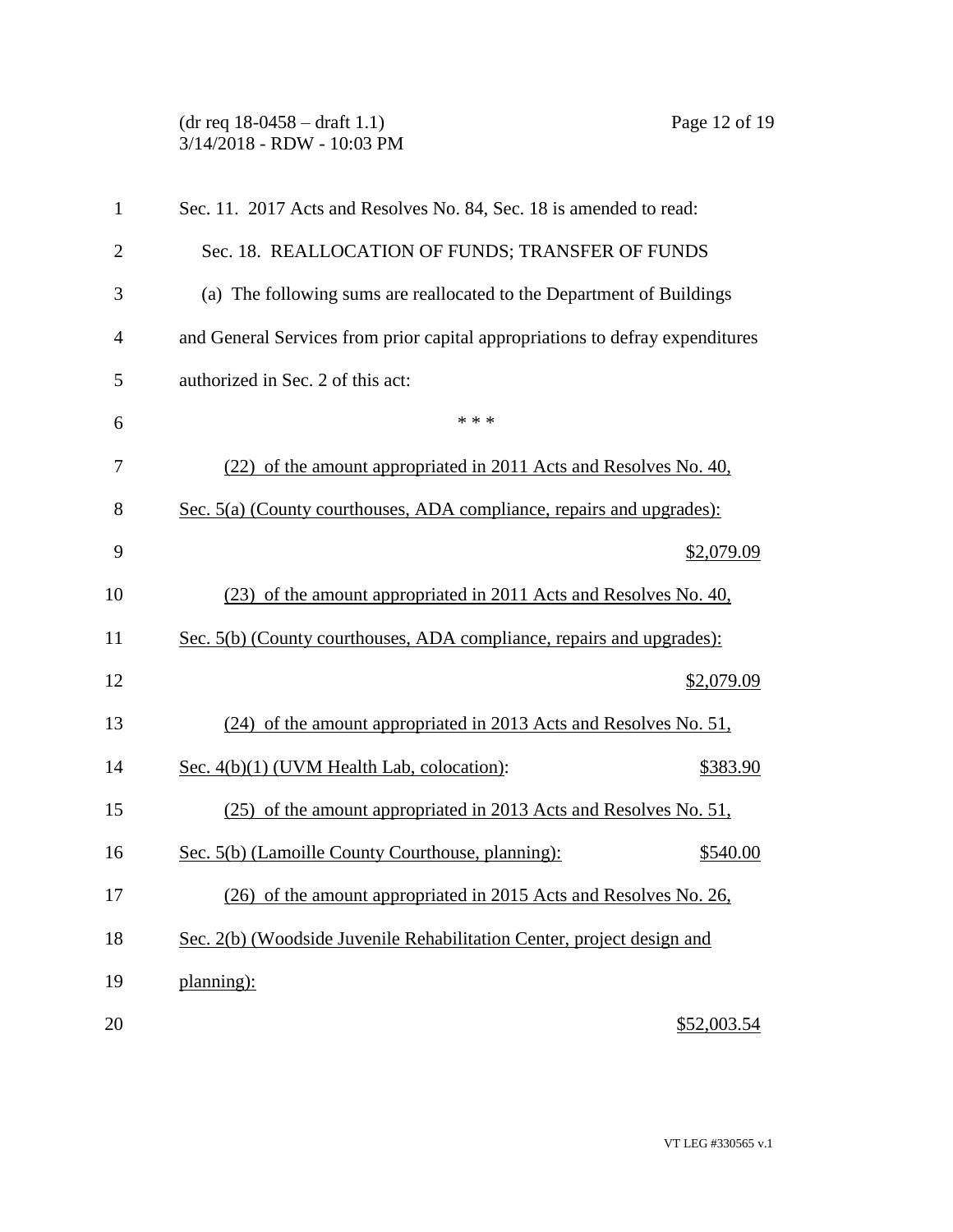Sec. 11. 2017 Acts and Resolves No. 84, Sec. 18 is amended to read:

Sec. 18. REALLOCATION OF FUNDS; TRANSFER OF FUNDS

(a) The following sums are reallocated to the Department of Buildings and General Services from prior capital appropriations to defray expenditures authorized in Sec. 2 of this act:

\* \* \*

(22) of the amount appropriated in 2011 Acts and Resolves No. 40, Sec. 5(a) (County courthouses, ADA compliance, repairs and upgrades): $2,079.09

(23) of the amount appropriated in 2011 Acts and Resolves No. 40, Sec. 5(b) (County courthouses, ADA compliance, repairs and upgrades): $2,079.09

(24) of the amount appropriated in 2013 Acts and Resolves No. 51, Sec. 4(b)(1) (UVM Health Lab, colocation): $383.90

(25) of the amount appropriated in 2013 Acts and Resolves No. 51, Sec. 5(b) (Lamoille County Courthouse, planning): $540.00

(26) of the amount appropriated in 2015 Acts and Resolves No. 26, Sec. 2(b) (Woodside Juvenile Rehabilitation Center, project design and planning): $52,003.54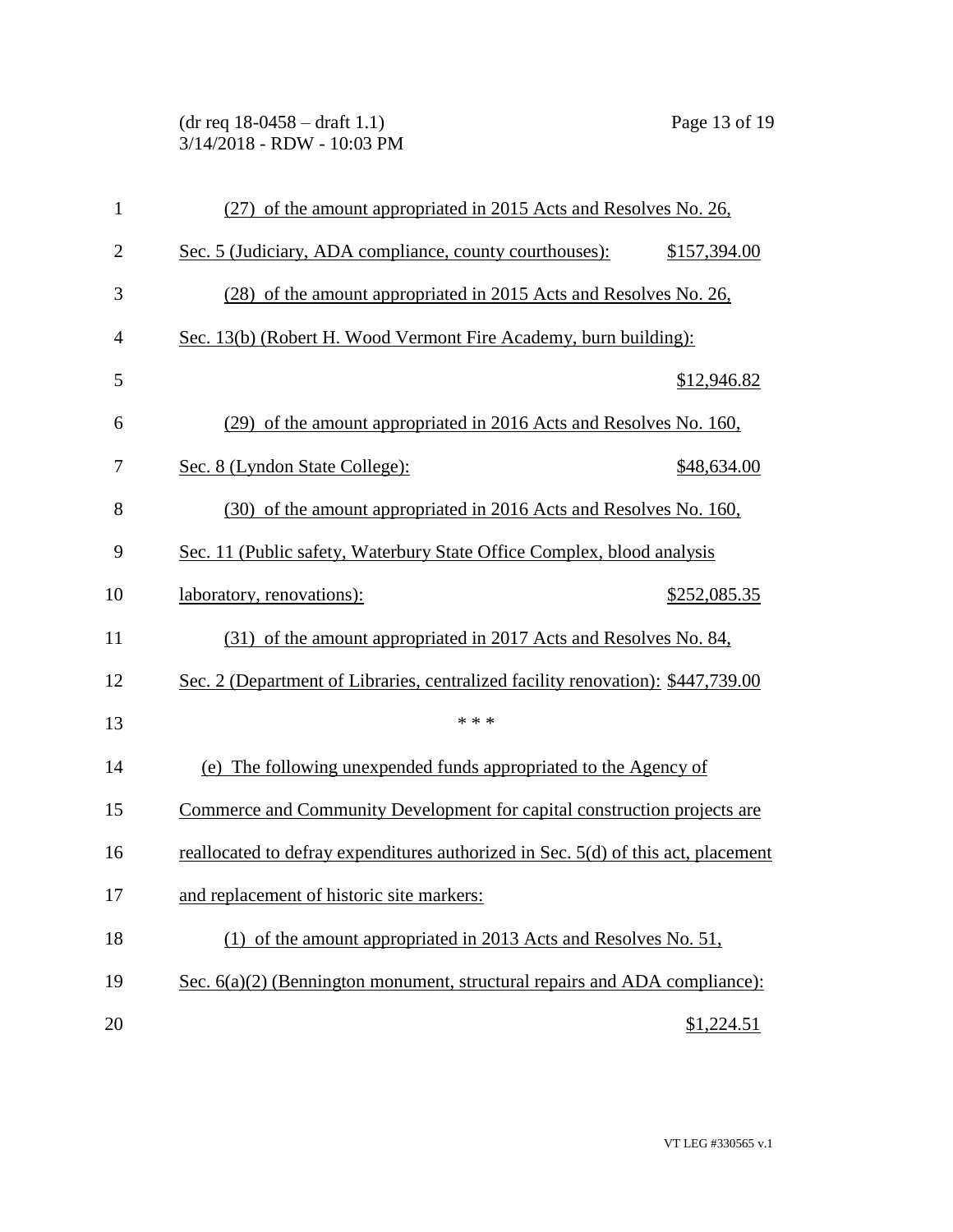(27) of the amount appropriated in 2015 Acts and Resolves No. 26, Sec. 5 (Judiciary, ADA compliance, county courthouses): $157,394.00

(28) of the amount appropriated in 2015 Acts and Resolves No. 26, Sec. 13(b) (Robert H. Wood Vermont Fire Academy, burn building): $12,946.82

(29) of the amount appropriated in 2016 Acts and Resolves No. 160, Sec. 8 (Lyndon State College): $48,634.00

(30) of the amount appropriated in 2016 Acts and Resolves No. 160, Sec. 11 (Public safety, Waterbury State Office Complex, blood analysis laboratory, renovations): $252,085.35

(31) of the amount appropriated in 2017 Acts and Resolves No. 84, Sec. 2 (Department of Libraries, centralized facility renovation): $447,739.00

\* \* \*

(e) The following unexpended funds appropriated to the Agency of Commerce and Community Development for capital construction projects are reallocated to defray expenditures authorized in Sec. 5(d) of this act, placement and replacement of historic site markers:

(1) of the amount appropriated in 2013 Acts and Resolves No. 51, Sec. 6(a)(2) (Bennington monument, structural repairs and ADA compliance): $1,224.51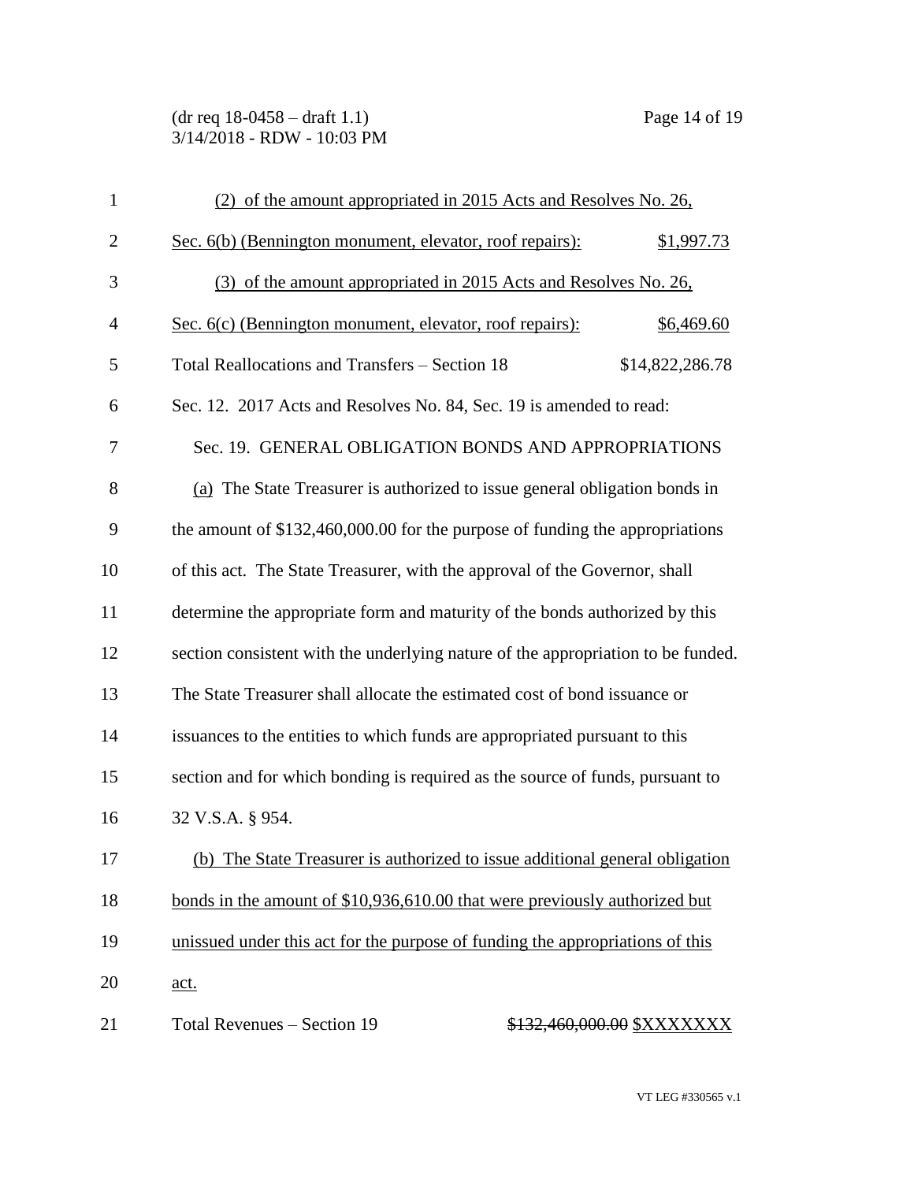(2) of the amount appropriated in 2015 Acts and Resolves No. 26, Sec. 6(b) (Bennington monument, elevator, roof repairs): $1,997.73

(3) of the amount appropriated in 2015 Acts and Resolves No. 26, Sec. 6(c) (Bennington monument, elevator, roof repairs): $6,469.60

Total Reallocations and Transfers – Section 18 $14,822,286.78

Sec. 12. 2017 Acts and Resolves No. 84, Sec. 19 is amended to read:

Sec. 19. GENERAL OBLIGATION BONDS AND APPROPRIATIONS

(a) The State Treasurer is authorized to issue general obligation bonds in the amount of $132,460,000.00 for the purpose of funding the appropriations of this act. The State Treasurer, with the approval of the Governor, shall determine the appropriate form and maturity of the bonds authorized by this section consistent with the underlying nature of the appropriation to be funded. The State Treasurer shall allocate the estimated cost of bond issuance or issuances to the entities to which funds are appropriated pursuant to this section and for which bonding is required as the source of funds, pursuant to 32 V.S.A. § 954.

(b) The State Treasurer is authorized to issue additional general obligation bonds in the amount of $10,936,610.00 that were previously authorized but unissued under this act for the purpose of funding the appropriations of this act.

Total Revenues – Section 19 ~~$132,460,000.00~~ $XXXXXXX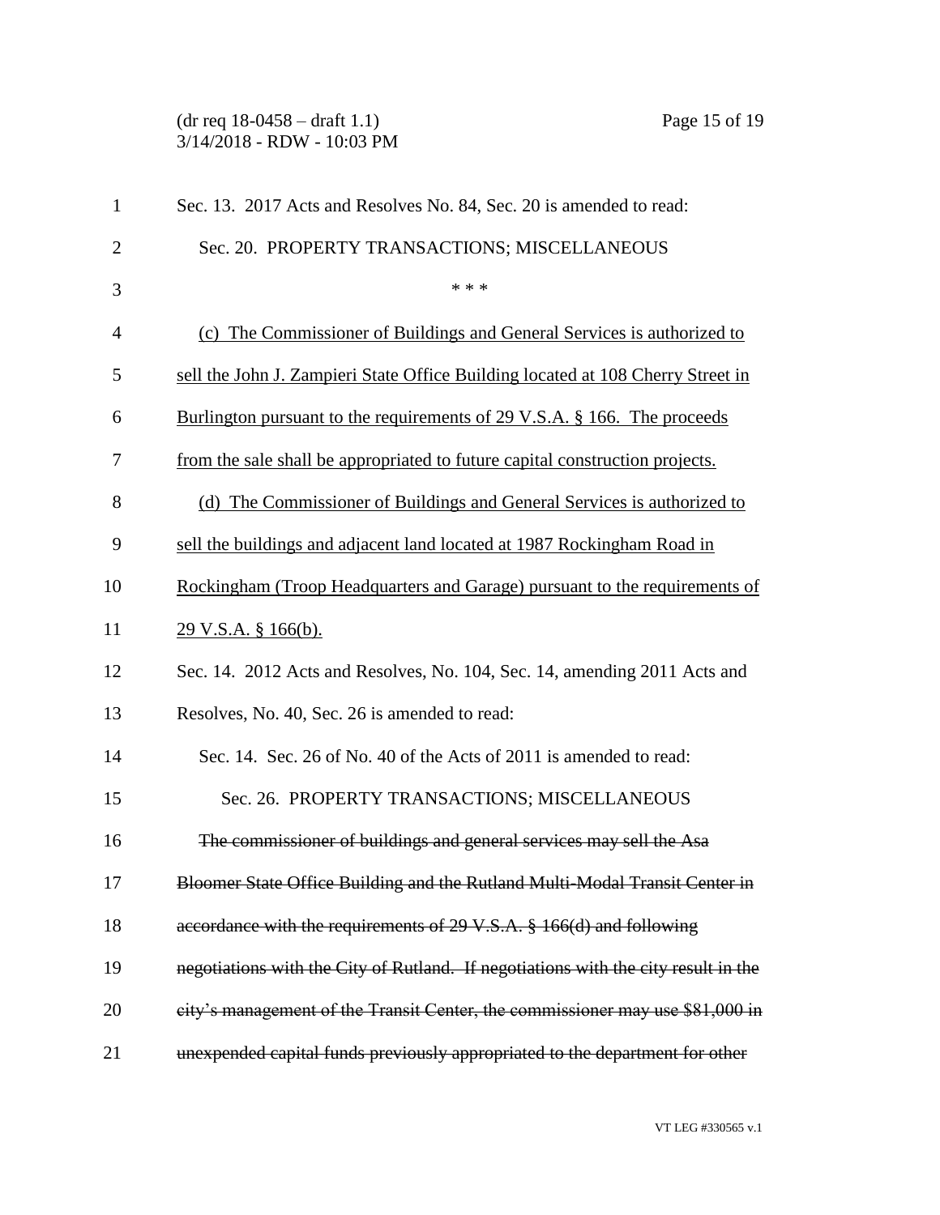Sec. 13. 2017 Acts and Resolves No. 84, Sec. 20 is amended to read:

Sec. 20. PROPERTY TRANSACTIONS; MISCELLANEOUS

\* \* \*

<u>(c) The Commissioner of Buildings and General Services is authorized to sell the John J. Zampieri State Office Building located at 108 Cherry Street in Burlington pursuant to the requirements of 29 V.S.A. § 166. The proceeds from the sale shall be appropriated to future capital construction projects.</u>

<u>(d) The Commissioner of Buildings and General Services is authorized to sell the buildings and adjacent land located at 1987 Rockingham Road in Rockingham (Troop Headquarters and Garage) pursuant to the requirements of 29 V.S.A. § 166(b).</u>

Sec. 14. 2012 Acts and Resolves, No. 104, Sec. 14, amending 2011 Acts and Resolves, No. 40, Sec. 26 is amended to read:

Sec. 14. Sec. 26 of No. 40 of the Acts of 2011 is amended to read:

Sec. 26. PROPERTY TRANSACTIONS; MISCELLANEOUS

~~The commissioner of buildings and general services may sell the Asa Bloomer State Office Building and the Rutland Multi-Modal Transit Center in accordance with the requirements of 29 V.S.A. § 166(d) and following negotiations with the City of Rutland. If negotiations with the city result in the city's management of the Transit Center, the commissioner may use $81,000 in unexpended capital funds previously appropriated to the department for other~~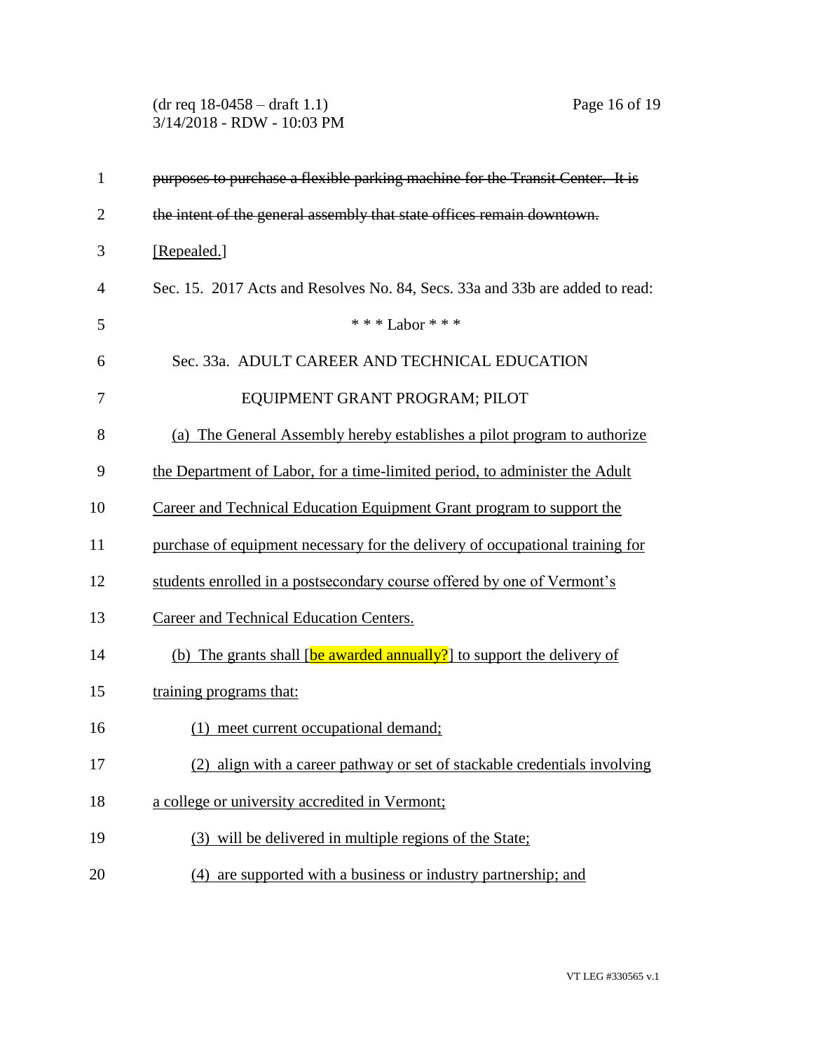~~purposes to purchase a flexible parking machine for the Transit Center. It is the intent of the general assembly that state offices remain downtown.~~ [Repealed.]

Sec. 15. 2017 Acts and Resolves No. 84, Secs. 33a and 33b are added to read:

\* \* \* Labor \* \* \*

Sec. 33a. ADULT CAREER AND TECHNICAL EDUCATION EQUIPMENT GRANT PROGRAM; PILOT

(a) The General Assembly hereby establishes a pilot program to authorize the Department of Labor, for a time-limited period, to administer the Adult Career and Technical Education Equipment Grant program to support the purchase of equipment necessary for the delivery of occupational training for students enrolled in a postsecondary course offered by one of Vermont's Career and Technical Education Centers.

(b) The grants shall [be awarded annually?] to support the delivery of training programs that:

(1) meet current occupational demand;

(2) align with a career pathway or set of stackable credentials involving a college or university accredited in Vermont;

(3) will be delivered in multiple regions of the State;

(4) are supported with a business or industry partnership; and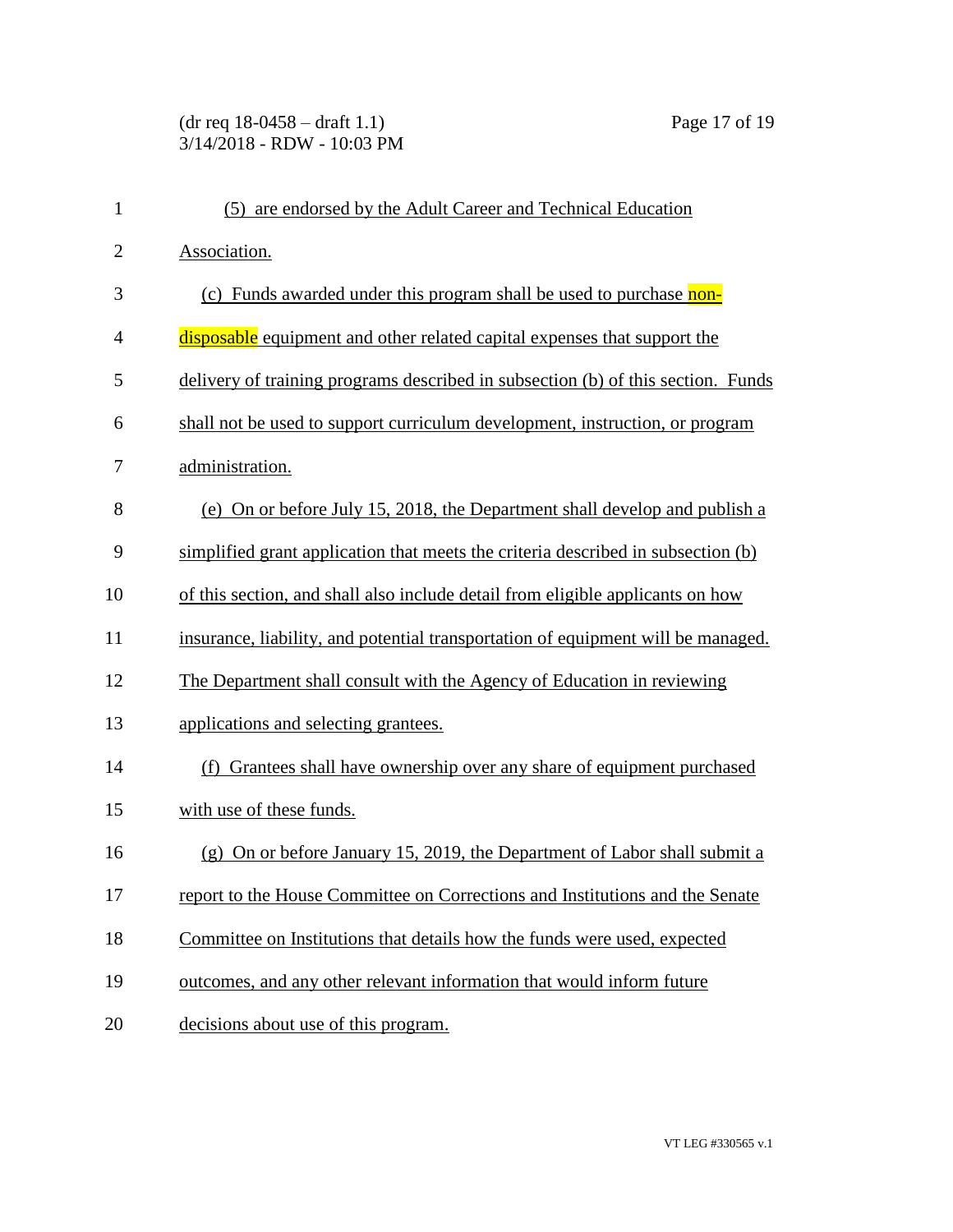(5) are endorsed by the Adult Career and Technical Education Association.

(c) Funds awarded under this program shall be used to purchase non-disposable equipment and other related capital expenses that support the delivery of training programs described in subsection (b) of this section. Funds shall not be used to support curriculum development, instruction, or program administration.

(e) On or before July 15, 2018, the Department shall develop and publish a simplified grant application that meets the criteria described in subsection (b) of this section, and shall also include detail from eligible applicants on how insurance, liability, and potential transportation of equipment will be managed. The Department shall consult with the Agency of Education in reviewing applications and selecting grantees.

(f) Grantees shall have ownership over any share of equipment purchased with use of these funds.

(g) On or before January 15, 2019, the Department of Labor shall submit a report to the House Committee on Corrections and Institutions and the Senate Committee on Institutions that details how the funds were used, expected outcomes, and any other relevant information that would inform future decisions about use of this program.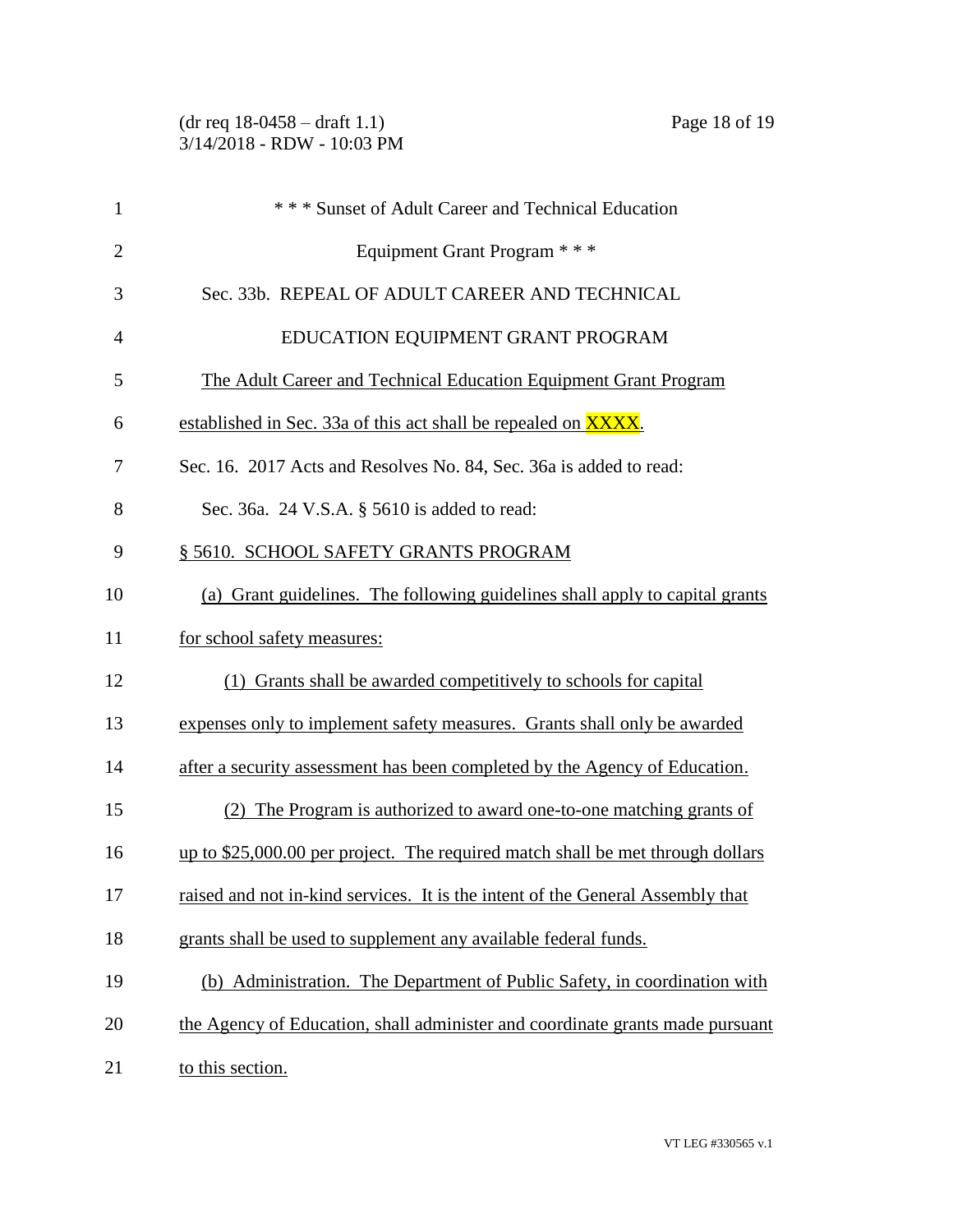\* \* \* Sunset of Adult Career and Technical Education Equipment Grant Program \* \* \*

Sec. 33b. REPEAL OF ADULT CAREER AND TECHNICAL EDUCATION EQUIPMENT GRANT PROGRAM

The Adult Career and Technical Education Equipment Grant Program established in Sec. 33a of this act shall be repealed on XXXX.

Sec. 16. 2017 Acts and Resolves No. 84, Sec. 36a is added to read:

Sec. 36a. 24 V.S.A. § 5610 is added to read:

§ 5610. SCHOOL SAFETY GRANTS PROGRAM

(a) Grant guidelines. The following guidelines shall apply to capital grants for school safety measures:

(1) Grants shall be awarded competitively to schools for capital expenses only to implement safety measures. Grants shall only be awarded after a security assessment has been completed by the Agency of Education.

(2) The Program is authorized to award one-to-one matching grants of up to $25,000.00 per project. The required match shall be met through dollars raised and not in-kind services. It is the intent of the General Assembly that grants shall be used to supplement any available federal funds.

(b) Administration. The Department of Public Safety, in coordination with the Agency of Education, shall administer and coordinate grants made pursuant to this section.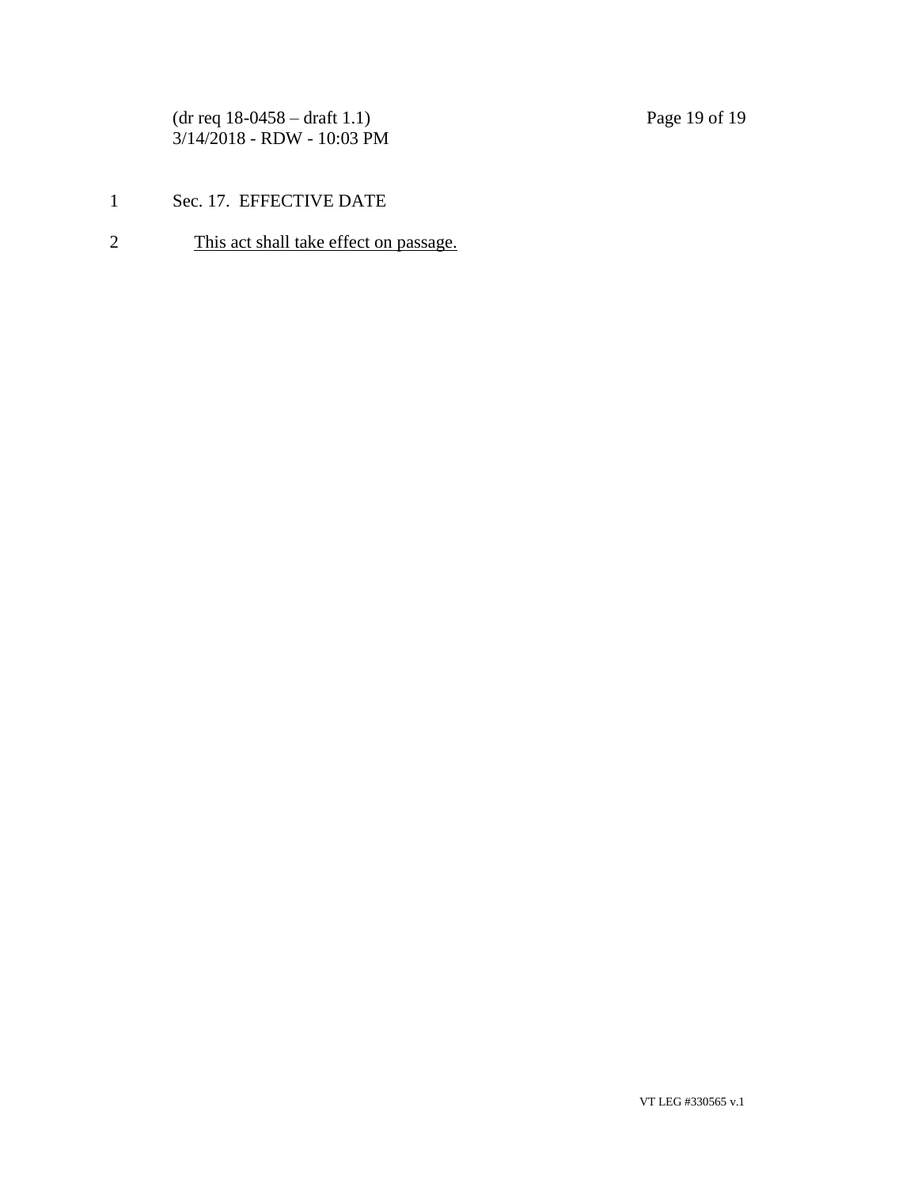Sec. 17. EFFECTIVE DATE

This act shall take effect on passage.